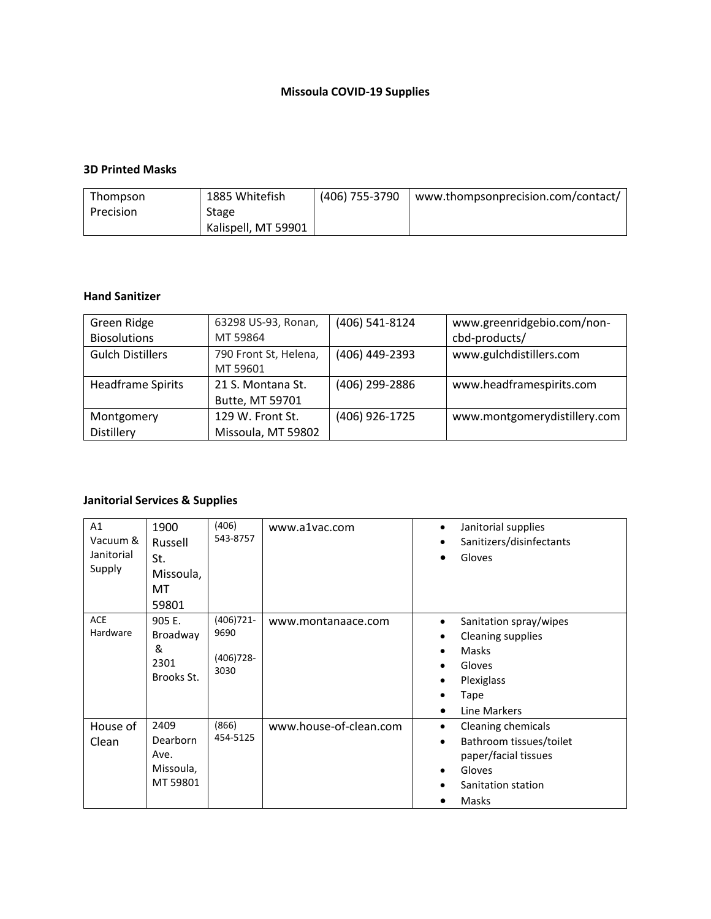**Missoula COVID-19 Supplies**

### 3D Printed Masks

| Thompson Precision | 1885 Whitefish Stage Kalispell, MT 59901 | (406) 755-3790 | www.thompsonprecision.com/contact/ |
|---|---|---|---|

### Hand Sanitizer

| Green Ridge Biosolutions | 63298 US-93, Ronan, MT 59864 | (406) 541-8124 | www.greenridgebio.com/non-cbd-products/ |
|---|---|---|---|
| Gulch Distillers | 790 Front St, Helena, MT 59601 | (406) 449-2393 | www.gulchdistillers.com |
| Headframe Spirits | 21 S. Montana St. Butte, MT 59701 | (406) 299-2886 | www.headframespirits.com |
| Montgomery Distillery | 129 W. Front St. Missoula, MT 59802 | (406) 926-1725 | www.montgomerydistillery.com |

### Janitorial Services & Supplies

| A1 Vacuum & Janitorial Supply | 1900 Russell St. Missoula, MT 59801 | (406) 543-8757 | www.a1vac.com | • Janitorial supplies<br>• Sanitizers/disinfectants<br>• Gloves |
|---|---|---|---|---|
| ACE Hardware | 905 E. Broadway & 2301 Brooks St. | (406)721-9690<br>(406)728-3030 | www.montanaace.com | • Sanitation spray/wipes<br>• Cleaning supplies<br>• Masks<br>• Gloves<br>• Plexiglass<br>• Tape<br>• Line Markers |
| House of Clean | 2409 Dearborn Ave. Missoula, MT 59801 | (866) 454-5125 | www.house-of-clean.com | • Cleaning chemicals<br>• Bathroom tissues/toilet paper/facial tissues<br>• Gloves<br>• Sanitation station<br>• Masks |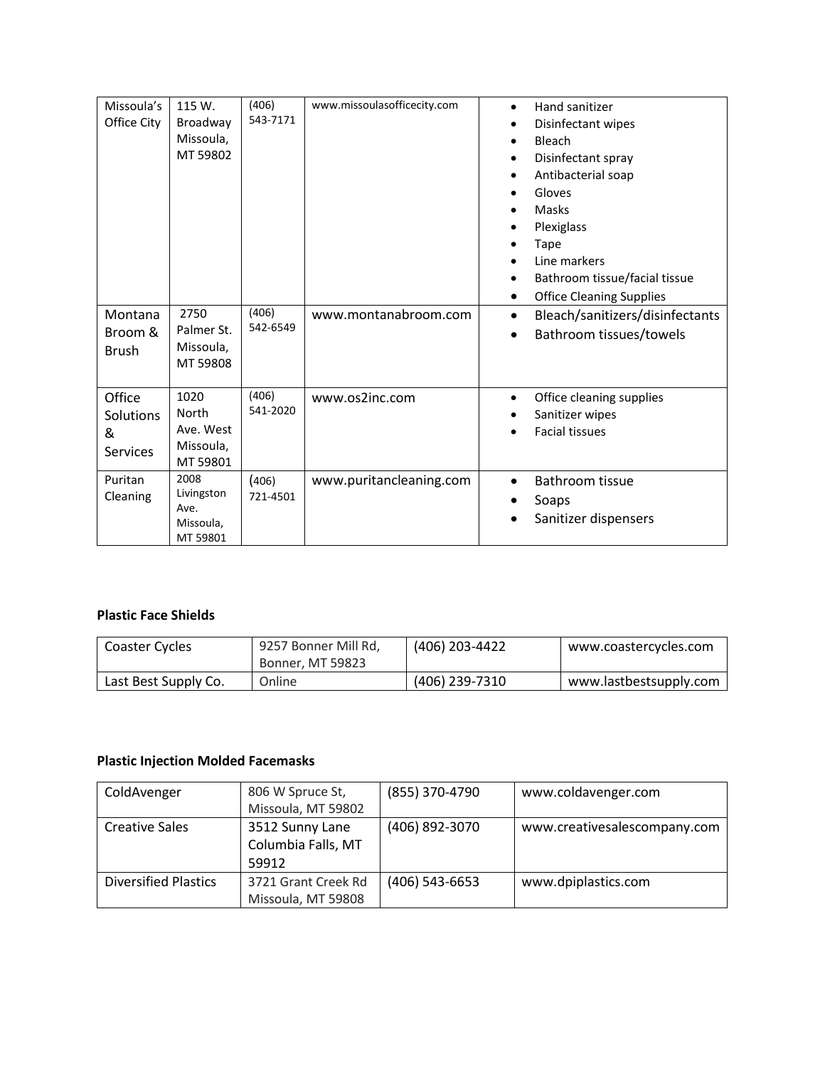| | | | | |
|---|---|---|---|---|
| Missoula's Office City | 115 W. Broadway Missoula, MT 59802 | (406) 543-7171 | www.missoulasofficecity.com | • Hand sanitizer<br>• Disinfectant wipes<br>• Bleach<br>• Disinfectant spray<br>• Antibacterial soap<br>• Gloves<br>• Masks<br>• Plexiglass<br>• Tape<br>• Line markers<br>• Bathroom tissue/facial tissue<br>• Office Cleaning Supplies |
| Montana Broom & Brush | 2750 Palmer St. Missoula, MT 59808 | (406) 542-6549 | www.montanabroom.com | • Bleach/sanitizers/disinfectants<br>• Bathroom tissues/towels |
| Office Solutions & Services | 1020 North Ave. West Missoula, MT 59801 | (406) 541-2020 | www.os2inc.com | • Office cleaning supplies<br>• Sanitizer wipes<br>• Facial tissues |
| Puritan Cleaning | 2008 Livingston Ave. Missoula, MT 59801 | (406) 721-4501 | www.puritancleaning.com | • Bathroom tissue<br>• Soaps<br>• Sanitizer dispensers |

**Plastic Face Shields**

| | | | |
|---|---|---|---|
| Coaster Cycles | 9257 Bonner Mill Rd, Bonner, MT 59823 | (406) 203-4422 | www.coastercycles.com |
| Last Best Supply Co. | Online | (406) 239-7310 | www.lastbestsupply.com |

**Plastic Injection Molded Facemasks**

| | | | |
|---|---|---|---|
| ColdAvenger | 806 W Spruce St, Missoula, MT 59802 | (855) 370-4790 | www.coldavenger.com |
| Creative Sales | 3512 Sunny Lane Columbia Falls, MT 59912 | (406) 892-3070 | www.creativesalescompany.com |
| Diversified Plastics | 3721 Grant Creek Rd Missoula, MT 59808 | (406) 543-6653 | www.dpiplastics.com |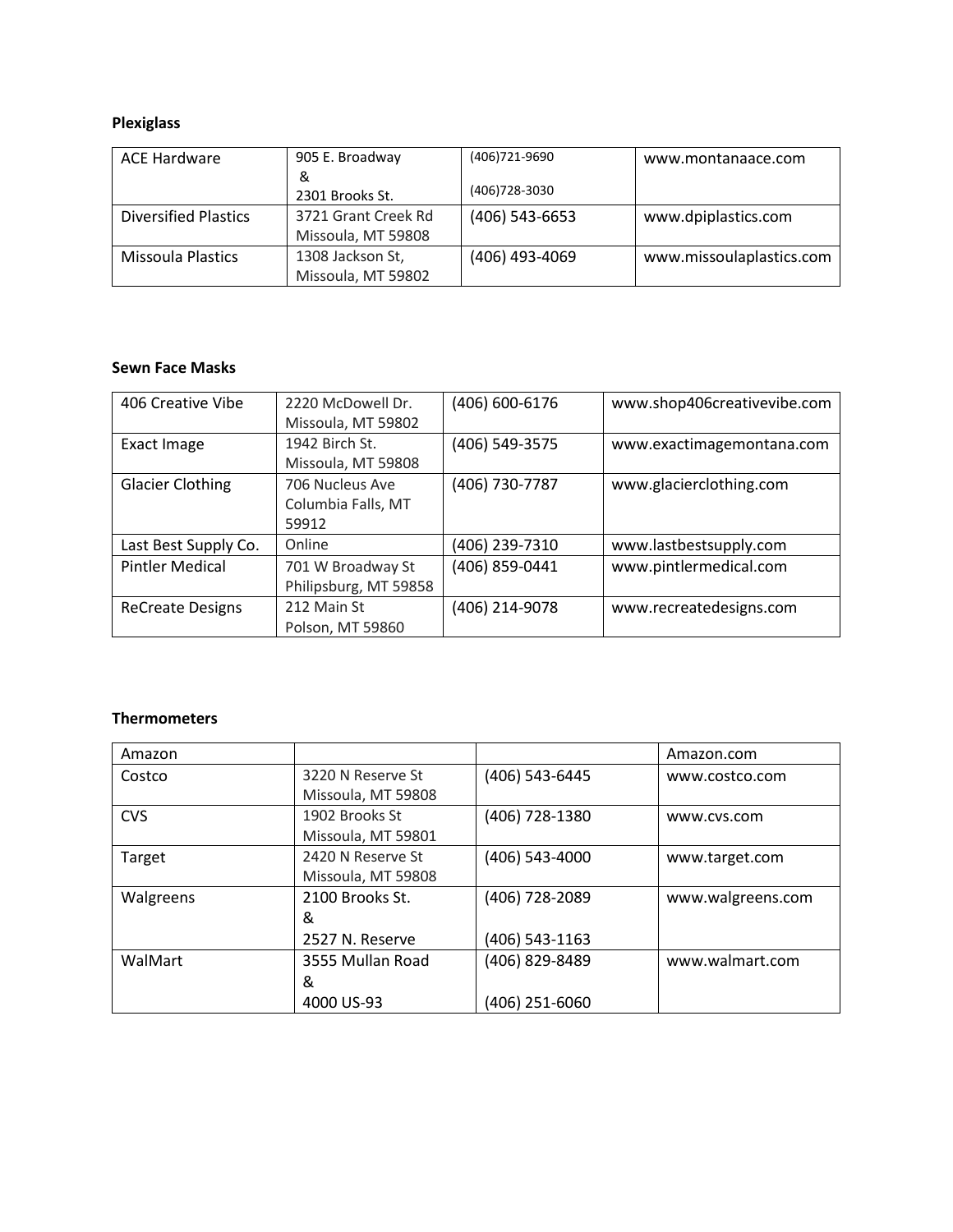**Plexiglass**

| | | | |
|---|---|---|---|
| ACE Hardware | 905 E. Broadway & 2301 Brooks St. | (406)721-9690 (406)728-3030 | www.montanaace.com |
| Diversified Plastics | 3721 Grant Creek Rd Missoula, MT 59808 | (406) 543-6653 | www.dpiplastics.com |
| Missoula Plastics | 1308 Jackson St, Missoula, MT 59802 | (406) 493-4069 | www.missoulaplastics.com |

**Sewn Face Masks**

| | | | |
|---|---|---|---|
| 406 Creative Vibe | 2220 McDowell Dr. Missoula, MT 59802 | (406) 600-6176 | www.shop406creativevibe.com |
| Exact Image | 1942 Birch St. Missoula, MT 59808 | (406) 549-3575 | www.exactimagemontana.com |
| Glacier Clothing | 706 Nucleus Ave Columbia Falls, MT 59912 | (406) 730-7787 | www.glacierclothing.com |
| Last Best Supply Co. | Online | (406) 239-7310 | www.lastbestsupply.com |
| Pintler Medical | 701 W Broadway St Philipsburg, MT 59858 | (406) 859-0441 | www.pintlermedical.com |
| ReCreate Designs | 212 Main St Polson, MT 59860 | (406) 214-9078 | www.recreatedesigns.com |

**Thermometers**

| | | | |
|---|---|---|---|
| Amazon | | | Amazon.com |
| Costco | 3220 N Reserve St Missoula, MT 59808 | (406) 543-6445 | www.costco.com |
| CVS | 1902 Brooks St Missoula, MT 59801 | (406) 728-1380 | www.cvs.com |
| Target | 2420 N Reserve St Missoula, MT 59808 | (406) 543-4000 | www.target.com |
| Walgreens | 2100 Brooks St. & 2527 N. Reserve | (406) 728-2089 (406) 543-1163 | www.walgreens.com |
| WalMart | 3555 Mullan Road & 4000 US-93 | (406) 829-8489 (406) 251-6060 | www.walmart.com |